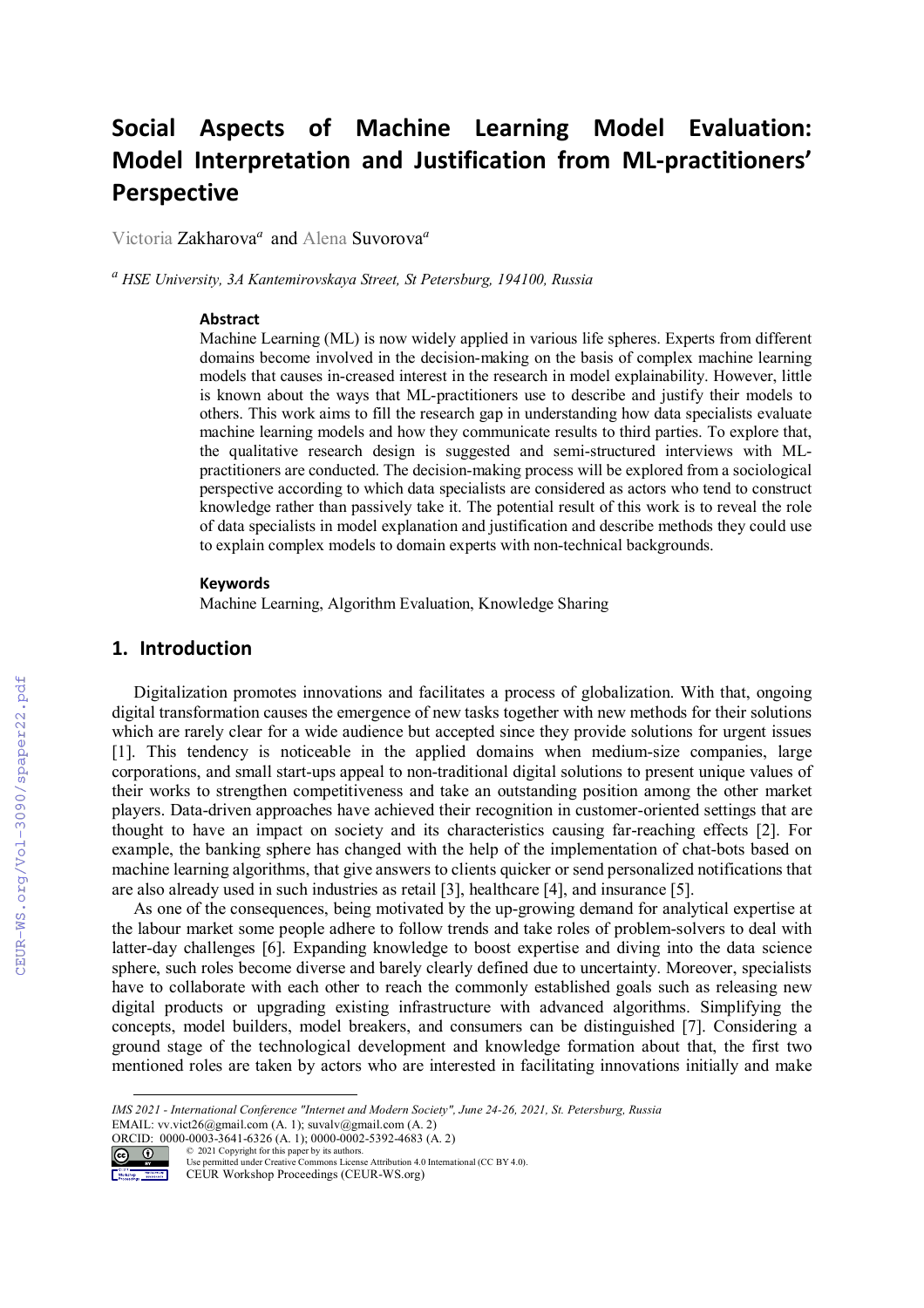# Social Aspects of Machine Learning Model Evaluation: Model Interpretation and Justification from ML-practitioners' Perspective

Victoria Zakharova[a] and Alena Suvorova[a]

[a] *HSE University, 3A Kantemirovskaya Street, St Petersburg, 194100, Russia*

### Abstract

Machine Learning (ML) is now widely applied in various life spheres. Experts from different domains become involved in the decision-making on the basis of complex machine learning models that causes in-creased interest in the research in model explainability. However, little is known about the ways that ML-practitioners use to describe and justify their models to others. This work aims to fill the research gap in understanding how data specialists evaluate machine learning models and how they communicate results to third parties. To explore that, the qualitative research design is suggested and semi-structured interviews with ML-practitioners are conducted. The decision-making process will be explored from a sociological perspective according to which data specialists are considered as actors who tend to construct knowledge rather than passively take it. The potential result of this work is to reveal the role of data specialists in model explanation and justification and describe methods they could use to explain complex models to domain experts with non-technical backgrounds.

### Keywords

Machine Learning, Algorithm Evaluation, Knowledge Sharing

## 1. Introduction

Digitalization promotes innovations and facilitates a process of globalization. With that, ongoing digital transformation causes the emergence of new tasks together with new methods for their solutions which are rarely clear for a wide audience but accepted since they provide solutions for urgent issues [1]. This tendency is noticeable in the applied domains when medium-size companies, large corporations, and small start-ups appeal to non-traditional digital solutions to present unique values of their works to strengthen competitiveness and take an outstanding position among the other market players. Data-driven approaches have achieved their recognition in customer-oriented settings that are thought to have an impact on society and its characteristics causing far-reaching effects [2]. For example, the banking sphere has changed with the help of the implementation of chat-bots based on machine learning algorithms, that give answers to clients quicker or send personalized notifications that are also already used in such industries as retail [3], healthcare [4], and insurance [5].

As one of the consequences, being motivated by the up-growing demand for analytical expertise at the labour market some people adhere to follow trends and take roles of problem-solvers to deal with latter-day challenges [6]. Expanding knowledge to boost expertise and diving into the data science sphere, such roles become diverse and barely clearly defined due to uncertainty. Moreover, specialists have to collaborate with each other to reach the commonly established goals such as releasing new digital products or upgrading existing infrastructure with advanced algorithms. Simplifying the concepts, model builders, model breakers, and consumers can be distinguished [7]. Considering a ground stage of the technological development and knowledge formation about that, the first two mentioned roles are taken by actors who are interested in facilitating innovations initially and make

---

*IMS 2021 - International Conference "Internet and Modern Society", June 24-26, 2021, St. Petersburg, Russia*
EMAIL: vv.vict26@gmail.com (A. 1); suvalv@gmail.com (A. 2)
ORCID: 0000-0003-3641-6326 (A. 1); 0000-0002-5392-4683 (A. 2)
© 2021 Copyright for this paper by its authors.
Use permitted under Creative Commons License Attribution 4.0 International (CC BY 4.0).
CEUR Workshop Proceedings (CEUR-WS.org)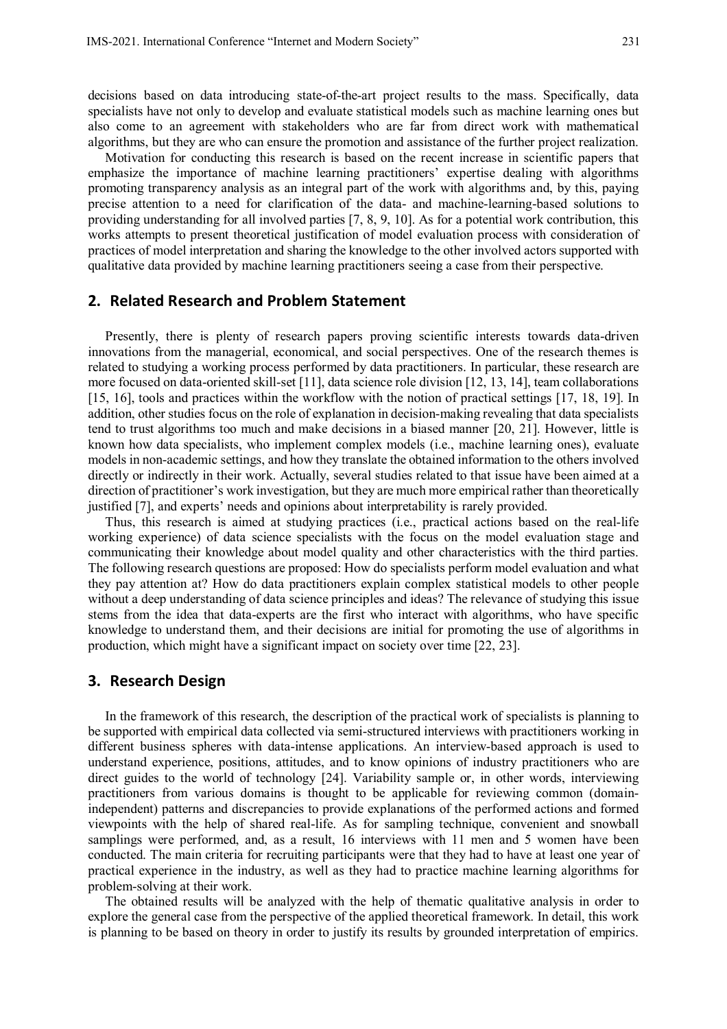decisions based on data introducing state-of-the-art project results to the mass. Specifically, data specialists have not only to develop and evaluate statistical models such as machine learning ones but also come to an agreement with stakeholders who are far from direct work with mathematical algorithms, but they are who can ensure the promotion and assistance of the further project realization.

Motivation for conducting this research is based on the recent increase in scientific papers that emphasize the importance of machine learning practitioners' expertise dealing with algorithms promoting transparency analysis as an integral part of the work with algorithms and, by this, paying precise attention to a need for clarification of the data- and machine-learning-based solutions to providing understanding for all involved parties [7, 8, 9, 10]. As for a potential work contribution, this works attempts to present theoretical justification of model evaluation process with consideration of practices of model interpretation and sharing the knowledge to the other involved actors supported with qualitative data provided by machine learning practitioners seeing a case from their perspective.

## 2. Related Research and Problem Statement

Presently, there is plenty of research papers proving scientific interests towards data-driven innovations from the managerial, economical, and social perspectives. One of the research themes is related to studying a working process performed by data practitioners. In particular, these research are more focused on data-oriented skill-set [11], data science role division [12, 13, 14], team collaborations [15, 16], tools and practices within the workflow with the notion of practical settings [17, 18, 19]. In addition, other studies focus on the role of explanation in decision-making revealing that data specialists tend to trust algorithms too much and make decisions in a biased manner [20, 21]. However, little is known how data specialists, who implement complex models (i.e., machine learning ones), evaluate models in non-academic settings, and how they translate the obtained information to the others involved directly or indirectly in their work. Actually, several studies related to that issue have been aimed at a direction of practitioner's work investigation, but they are much more empirical rather than theoretically justified [7], and experts' needs and opinions about interpretability is rarely provided.

Thus, this research is aimed at studying practices (i.e., practical actions based on the real-life working experience) of data science specialists with the focus on the model evaluation stage and communicating their knowledge about model quality and other characteristics with the third parties. The following research questions are proposed: How do specialists perform model evaluation and what they pay attention at? How do data practitioners explain complex statistical models to other people without a deep understanding of data science principles and ideas? The relevance of studying this issue stems from the idea that data-experts are the first who interact with algorithms, who have specific knowledge to understand them, and their decisions are initial for promoting the use of algorithms in production, which might have a significant impact on society over time [22, 23].

## 3. Research Design

In the framework of this research, the description of the practical work of specialists is planning to be supported with empirical data collected via semi-structured interviews with practitioners working in different business spheres with data-intense applications. An interview-based approach is used to understand experience, positions, attitudes, and to know opinions of industry practitioners who are direct guides to the world of technology [24]. Variability sample or, in other words, interviewing practitioners from various domains is thought to be applicable for reviewing common (domain-independent) patterns and discrepancies to provide explanations of the performed actions and formed viewpoints with the help of shared real-life. As for sampling technique, convenient and snowball samplings were performed, and, as a result, 16 interviews with 11 men and 5 women have been conducted. The main criteria for recruiting participants were that they had to have at least one year of practical experience in the industry, as well as they had to practice machine learning algorithms for problem-solving at their work.

The obtained results will be analyzed with the help of thematic qualitative analysis in order to explore the general case from the perspective of the applied theoretical framework. In detail, this work is planning to be based on theory in order to justify its results by grounded interpretation of empirics.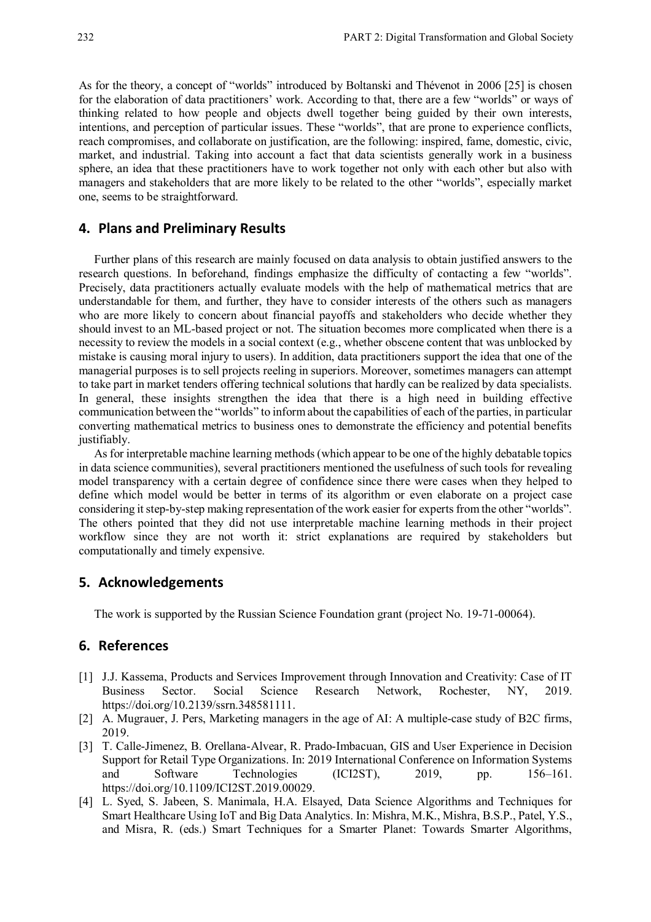As for the theory, a concept of "worlds" introduced by Boltanski and Thévenot in 2006 [25] is chosen for the elaboration of data practitioners' work. According to that, there are a few "worlds" or ways of thinking related to how people and objects dwell together being guided by their own interests, intentions, and perception of particular issues. These "worlds", that are prone to experience conflicts, reach compromises, and collaborate on justification, are the following: inspired, fame, domestic, civic, market, and industrial. Taking into account a fact that data scientists generally work in a business sphere, an idea that these practitioners have to work together not only with each other but also with managers and stakeholders that are more likely to be related to the other "worlds", especially market one, seems to be straightforward.

## 4. Plans and Preliminary Results

Further plans of this research are mainly focused on data analysis to obtain justified answers to the research questions. In beforehand, findings emphasize the difficulty of contacting a few "worlds". Precisely, data practitioners actually evaluate models with the help of mathematical metrics that are understandable for them, and further, they have to consider interests of the others such as managers who are more likely to concern about financial payoffs and stakeholders who decide whether they should invest to an ML-based project or not. The situation becomes more complicated when there is a necessity to review the models in a social context (e.g., whether obscene content that was unblocked by mistake is causing moral injury to users). In addition, data practitioners support the idea that one of the managerial purposes is to sell projects reeling in superiors. Moreover, sometimes managers can attempt to take part in market tenders offering technical solutions that hardly can be realized by data specialists. In general, these insights strengthen the idea that there is a high need in building effective communication between the "worlds" to inform about the capabilities of each of the parties, in particular converting mathematical metrics to business ones to demonstrate the efficiency and potential benefits justifiably.

As for interpretable machine learning methods (which appear to be one of the highly debatable topics in data science communities), several practitioners mentioned the usefulness of such tools for revealing model transparency with a certain degree of confidence since there were cases when they helped to define which model would be better in terms of its algorithm or even elaborate on a project case considering it step-by-step making representation of the work easier for experts from the other "worlds". The others pointed that they did not use interpretable machine learning methods in their project workflow since they are not worth it: strict explanations are required by stakeholders but computationally and timely expensive.

## 5. Acknowledgements

The work is supported by the Russian Science Foundation grant (project No. 19-71-00064).

## 6. References

[1] J.J. Kassema, Products and Services Improvement through Innovation and Creativity: Case of IT Business Sector. Social Science Research Network, Rochester, NY, 2019. https://doi.org/10.2139/ssrn.348581111.

[2] A. Mugrauer, J. Pers, Marketing managers in the age of AI: A multiple-case study of B2C firms, 2019.

[3] T. Calle-Jimenez, B. Orellana-Alvear, R. Prado-Imbacuan, GIS and User Experience in Decision Support for Retail Type Organizations. In: 2019 International Conference on Information Systems and Software Technologies (ICI2ST), 2019, pp. 156–161. https://doi.org/10.1109/ICI2ST.2019.00029.

[4] L. Syed, S. Jabeen, S. Manimala, H.A. Elsayed, Data Science Algorithms and Techniques for Smart Healthcare Using IoT and Big Data Analytics. In: Mishra, M.K., Mishra, B.S.P., Patel, Y.S., and Misra, R. (eds.) Smart Techniques for a Smarter Planet: Towards Smarter Algorithms,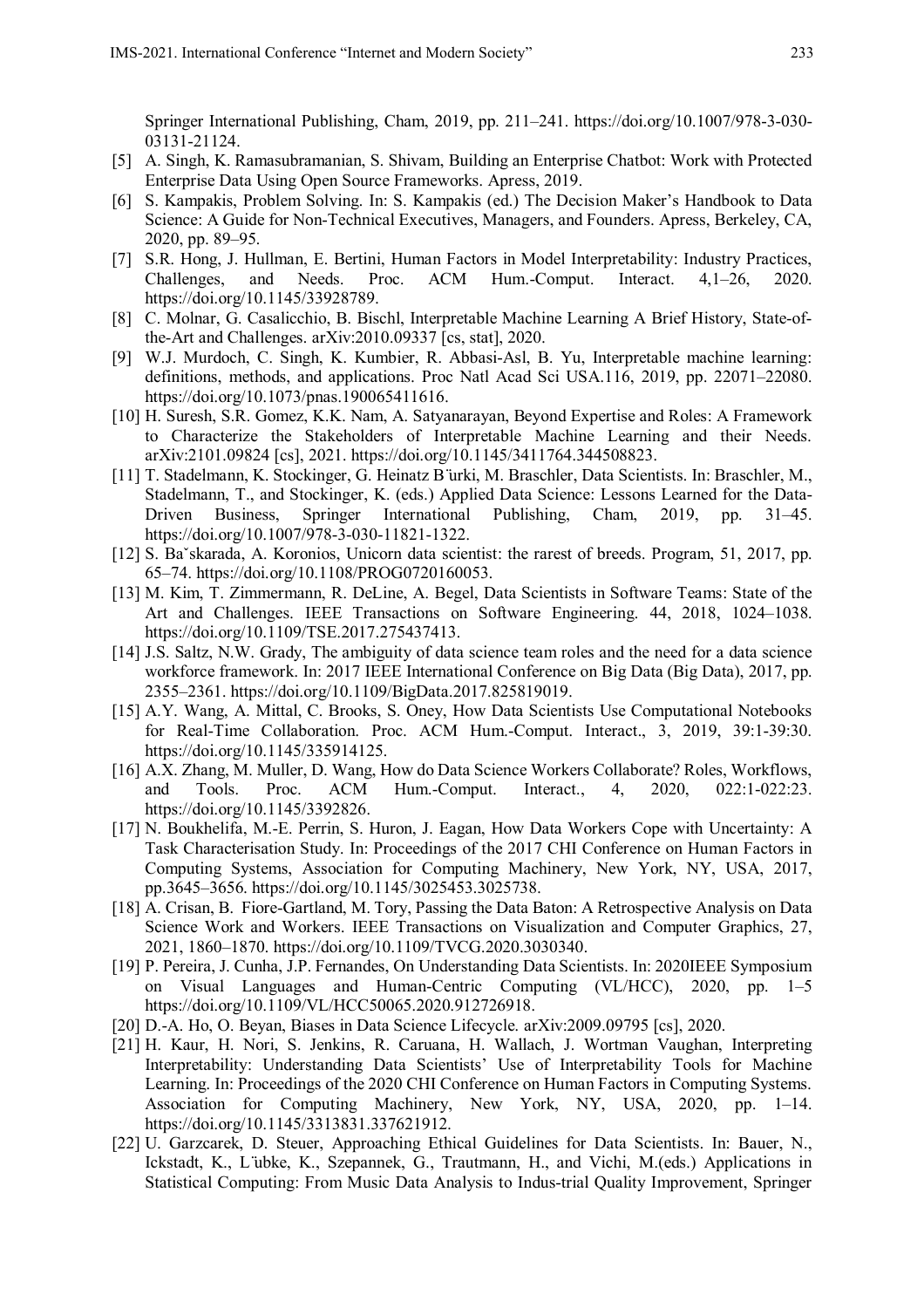Springer International Publishing, Cham, 2019, pp. 211–241. https://doi.org/10.1007/978-3-030-03131-21124.

[5] A. Singh, K. Ramasubramanian, S. Shivam, Building an Enterprise Chatbot: Work with Protected Enterprise Data Using Open Source Frameworks. Apress, 2019.

[6] S. Kampakis, Problem Solving. In: S. Kampakis (ed.) The Decision Maker's Handbook to Data Science: A Guide for Non-Technical Executives, Managers, and Founders. Apress, Berkeley, CA, 2020, pp. 89–95.

[7] S.R. Hong, J. Hullman, E. Bertini, Human Factors in Model Interpretability: Industry Practices, Challenges, and Needs. Proc. ACM Hum.-Comput. Interact. 4,1–26, 2020. https://doi.org/10.1145/33928789.

[8] C. Molnar, G. Casalicchio, B. Bischl, Interpretable Machine Learning A Brief History, State-of-the-Art and Challenges. arXiv:2010.09337 [cs, stat], 2020.

[9] W.J. Murdoch, C. Singh, K. Kumbier, R. Abbasi-Asl, B. Yu, Interpretable machine learning: definitions, methods, and applications. Proc Natl Acad Sci USA.116, 2019, pp. 22071–22080. https://doi.org/10.1073/pnas.190065411616.

[10] H. Suresh, S.R. Gomez, K.K. Nam, A. Satyanarayan, Beyond Expertise and Roles: A Framework to Characterize the Stakeholders of Interpretable Machine Learning and their Needs. arXiv:2101.09824 [cs], 2021. https://doi.org/10.1145/3411764.344508823.

[11] T. Stadelmann, K. Stockinger, G. Heinatz B¨urki, M. Braschler, Data Scientists. In: Braschler, M., Stadelmann, T., and Stockinger, K. (eds.) Applied Data Science: Lessons Learned for the Data-Driven Business, Springer International Publishing, Cham, 2019, pp. 31–45. https://doi.org/10.1007/978-3-030-11821-1322.

[12] S. Baˇskarada, A. Koronios, Unicorn data scientist: the rarest of breeds. Program, 51, 2017, pp. 65–74. https://doi.org/10.1108/PROG0720160053.

[13] M. Kim, T. Zimmermann, R. DeLine, A. Begel, Data Scientists in Software Teams: State of the Art and Challenges. IEEE Transactions on Software Engineering. 44, 2018, 1024–1038. https://doi.org/10.1109/TSE.2017.275437413.

[14] J.S. Saltz, N.W. Grady, The ambiguity of data science team roles and the need for a data science workforce framework. In: 2017 IEEE International Conference on Big Data (Big Data), 2017, pp. 2355–2361. https://doi.org/10.1109/BigData.2017.825819019.

[15] A.Y. Wang, A. Mittal, C. Brooks, S. Oney, How Data Scientists Use Computational Notebooks for Real-Time Collaboration. Proc. ACM Hum.-Comput. Interact., 3, 2019, 39:1-39:30. https://doi.org/10.1145/335914125.

[16] A.X. Zhang, M. Muller, D. Wang, How do Data Science Workers Collaborate? Roles, Workflows, and Tools. Proc. ACM Hum.-Comput. Interact., 4, 2020, 022:1-022:23. https://doi.org/10.1145/3392826.

[17] N. Boukhelifa, M.-E. Perrin, S. Huron, J. Eagan, How Data Workers Cope with Uncertainty: A Task Characterisation Study. In: Proceedings of the 2017 CHI Conference on Human Factors in Computing Systems, Association for Computing Machinery, New York, NY, USA, 2017, pp.3645–3656. https://doi.org/10.1145/3025453.3025738.

[18] A. Crisan, B. Fiore-Gartland, M. Tory, Passing the Data Baton: A Retrospective Analysis on Data Science Work and Workers. IEEE Transactions on Visualization and Computer Graphics, 27, 2021, 1860–1870. https://doi.org/10.1109/TVCG.2020.3030340.

[19] P. Pereira, J. Cunha, J.P. Fernandes, On Understanding Data Scientists. In: 2020IEEE Symposium on Visual Languages and Human-Centric Computing (VL/HCC), 2020, pp. 1–5 https://doi.org/10.1109/VL/HCC50065.2020.912726918.

[20] D.-A. Ho, O. Beyan, Biases in Data Science Lifecycle. arXiv:2009.09795 [cs], 2020.

[21] H. Kaur, H. Nori, S. Jenkins, R. Caruana, H. Wallach, J. Wortman Vaughan, Interpreting Interpretability: Understanding Data Scientists' Use of Interpretability Tools for Machine Learning. In: Proceedings of the 2020 CHI Conference on Human Factors in Computing Systems. Association for Computing Machinery, New York, NY, USA, 2020, pp. 1–14. https://doi.org/10.1145/3313831.337621912.

[22] U. Garzcarek, D. Steuer, Approaching Ethical Guidelines for Data Scientists. In: Bauer, N., Ickstadt, K., L¨ubke, K., Szepannek, G., Trautmann, H., and Vichi, M.(eds.) Applications in Statistical Computing: From Music Data Analysis to Indus-trial Quality Improvement, Springer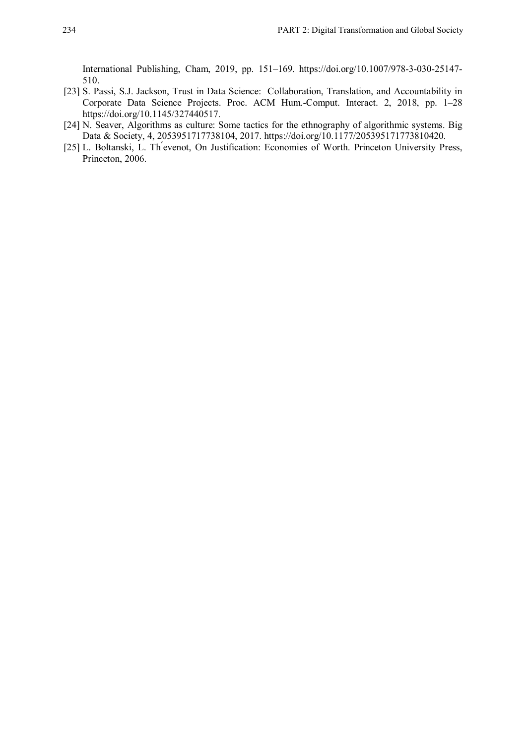International Publishing, Cham, 2019, pp. 151–169. https://doi.org/10.1007/978-3-030-25147-510.

[23] S. Passi, S.J. Jackson, Trust in Data Science: Collaboration, Translation, and Accountability in Corporate Data Science Projects. Proc. ACM Hum.-Comput. Interact. 2, 2018, pp. 1–28 https://doi.org/10.1145/327440517.

[24] N. Seaver, Algorithms as culture: Some tactics for the ethnography of algorithmic systems. Big Data & Society, 4, 2053951717738104, 2017. https://doi.org/10.1177/205395171773810420.

[25] L. Boltanski, L. Thévenot, On Justification: Economies of Worth. Princeton University Press, Princeton, 2006.